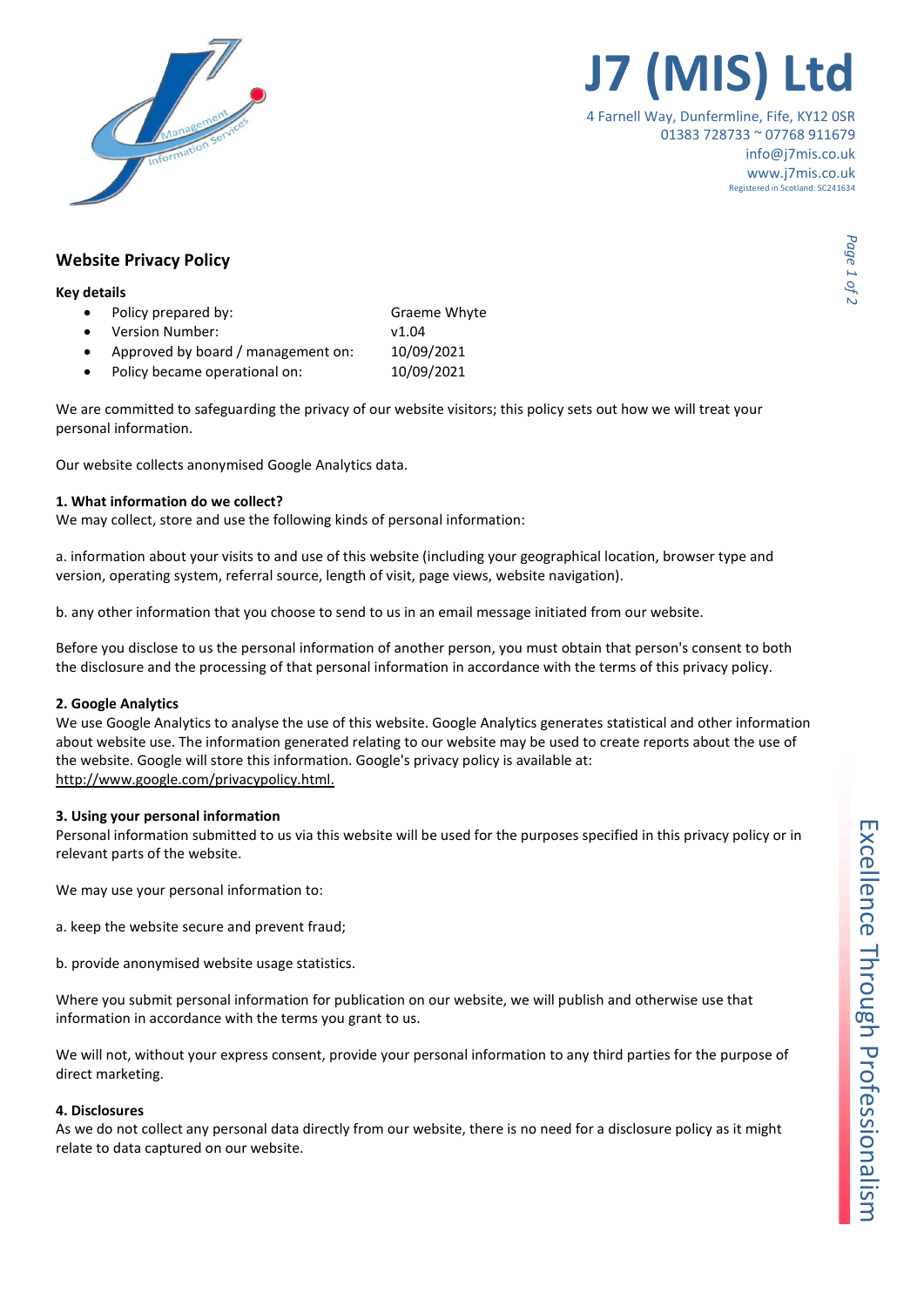# J7 (MIS) Ltd

4 Farnell Way, Dunfermline, Fife, KY12 0SR
01383 728733 ~ 07768 911679
info@j7mis.co.uk
www.j7mis.co.uk
Registered in Scotland: SC241634

## Website Privacy Policy

**Key details**

- Policy prepared by: Graeme Whyte
- Version Number: v1.04
- Approved by board / management on: 10/09/2021
- Policy became operational on: 10/09/2021

We are committed to safeguarding the privacy of our website visitors; this policy sets out how we will treat your personal information.

Our website collects anonymised Google Analytics data.

**1. What information do we collect?**
We may collect, store and use the following kinds of personal information:

a. information about your visits to and use of this website (including your geographical location, browser type and version, operating system, referral source, length of visit, page views, website navigation).

b. any other information that you choose to send to us in an email message initiated from our website.

Before you disclose to us the personal information of another person, you must obtain that person's consent to both the disclosure and the processing of that personal information in accordance with the terms of this privacy policy.

**2. Google Analytics**
We use Google Analytics to analyse the use of this website. Google Analytics generates statistical and other information about website use. The information generated relating to our website may be used to create reports about the use of the website. Google will store this information. Google's privacy policy is available at: http://www.google.com/privacypolicy.html.

**3. Using your personal information**
Personal information submitted to us via this website will be used for the purposes specified in this privacy policy or in relevant parts of the website.

We may use your personal information to:

a. keep the website secure and prevent fraud;

b. provide anonymised website usage statistics.

Where you submit personal information for publication on our website, we will publish and otherwise use that information in accordance with the terms you grant to us.

We will not, without your express consent, provide your personal information to any third parties for the purpose of direct marketing.

**4. Disclosures**
As we do not collect any personal data directly from our website, there is no need for a disclosure policy as it might relate to data captured on our website.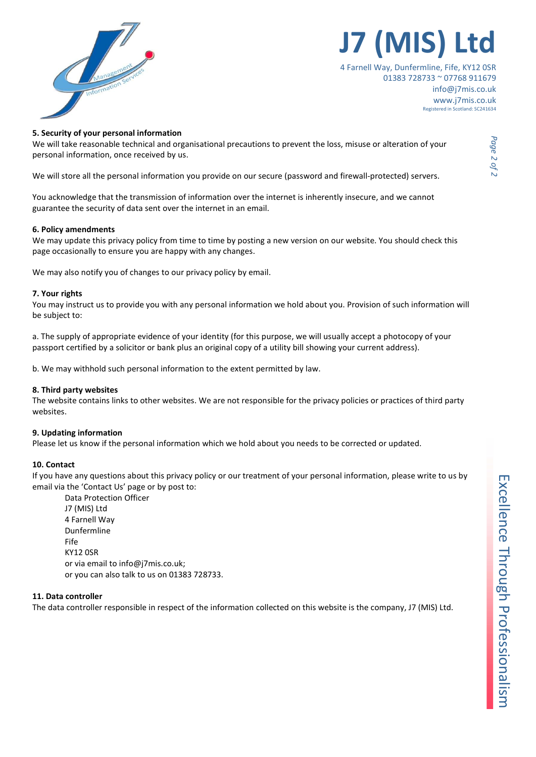### 5. Security of your personal information

We will take reasonable technical and organisational precautions to prevent the loss, misuse or alteration of your personal information, once received by us.

We will store all the personal information you provide on our secure (password and firewall-protected) servers.

You acknowledge that the transmission of information over the internet is inherently insecure, and we cannot guarantee the security of data sent over the internet in an email.

### 6. Policy amendments

We may update this privacy policy from time to time by posting a new version on our website. You should check this page occasionally to ensure you are happy with any changes.

We may also notify you of changes to our privacy policy by email.

### 7. Your rights

You may instruct us to provide you with any personal information we hold about you. Provision of such information will be subject to:

a. The supply of appropriate evidence of your identity (for this purpose, we will usually accept a photocopy of your passport certified by a solicitor or bank plus an original copy of a utility bill showing your current address).

b. We may withhold such personal information to the extent permitted by law.

### 8. Third party websites

The website contains links to other websites. We are not responsible for the privacy policies or practices of third party websites.

### 9. Updating information

Please let us know if the personal information which we hold about you needs to be corrected or updated.

### 10. Contact

If you have any questions about this privacy policy or our treatment of your personal information, please write to us by email via the 'Contact Us' page or by post to:

Data Protection Officer
J7 (MIS) Ltd
4 Farnell Way
Dunfermline
Fife
KY12 0SR
or via email to info@j7mis.co.uk;
or you can also talk to us on 01383 728733.

### 11. Data controller

The data controller responsible in respect of the information collected on this website is the company, J7 (MIS) Ltd.